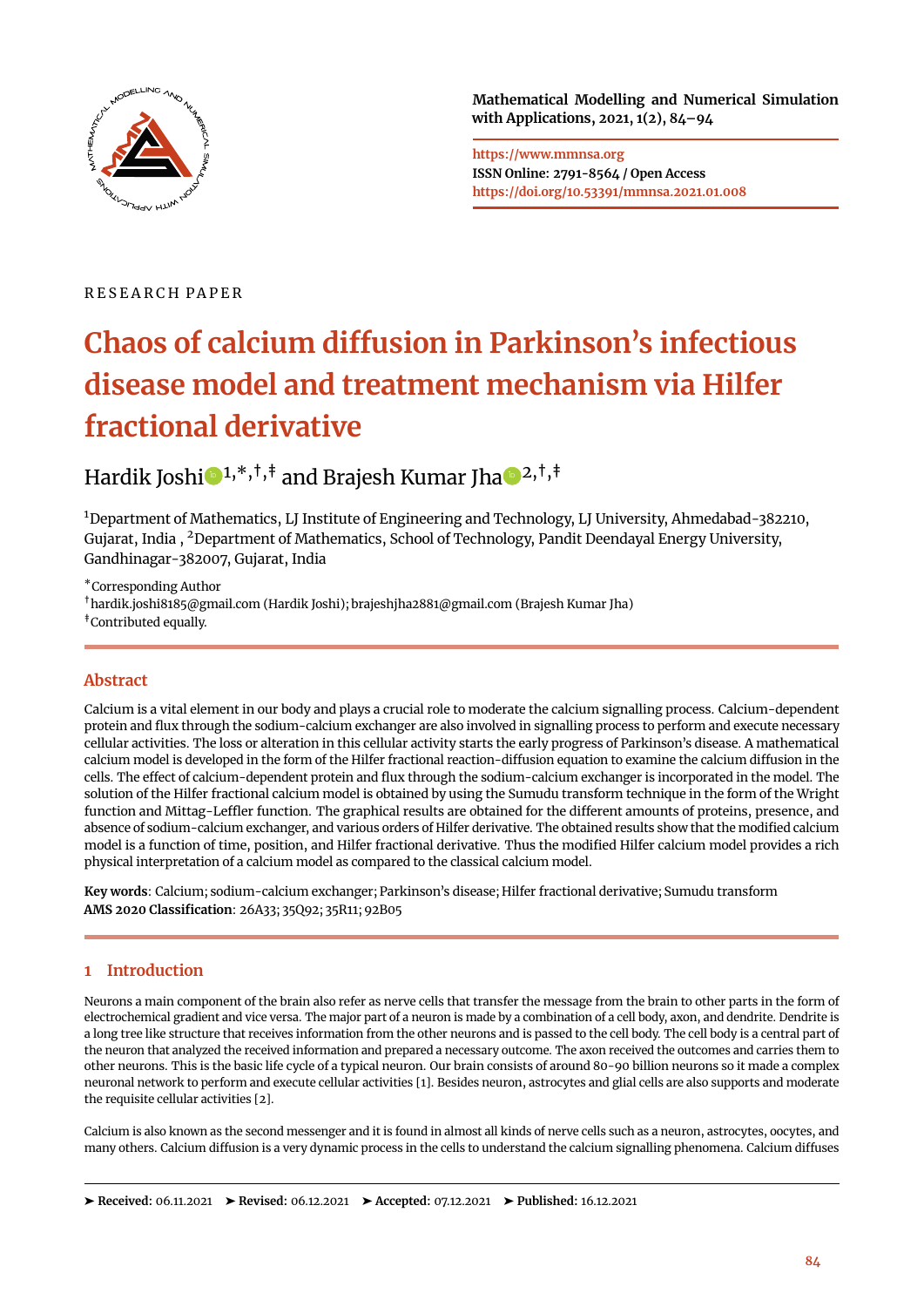Mathematical Modelling and Numerical Simulation with Applications, 2021, 1(2), 84–94

https://www.mmnsa.org
ISSN Online: 2791-8564 / Open Access
https://doi.org/10.53391/mmnsa.2021.01.008

RESEARCH PAPER

# Chaos of calcium diffusion in Parkinson's infectious disease model and treatment mechanism via Hilfer fractional derivative

Hardik Joshi[1,*,†,‡] and Brajesh Kumar Jha[2,†,‡]

[1]Department of Mathematics, LJ Institute of Engineering and Technology, LJ University, Ahmedabad-382210, Gujarat, India , [2]Department of Mathematics, School of Technology, Pandit Deendayal Energy University, Gandhinagar-382007, Gujarat, India

*Corresponding Author
†hardik.joshi8185@gmail.com (Hardik Joshi); brajeshjha2881@gmail.com (Brajesh Kumar Jha)
‡Contributed equally.

## Abstract

Calcium is a vital element in our body and plays a crucial role to moderate the calcium signalling process. Calcium-dependent protein and flux through the sodium-calcium exchanger are also involved in signalling process to perform and execute necessary cellular activities. The loss or alteration in this cellular activity starts the early progress of Parkinson's disease. A mathematical calcium model is developed in the form of the Hilfer fractional reaction-diffusion equation to examine the calcium diffusion in the cells. The effect of calcium-dependent protein and flux through the sodium-calcium exchanger is incorporated in the model. The solution of the Hilfer fractional calcium model is obtained by using the Sumudu transform technique in the form of the Wright function and Mittag-Leffler function. The graphical results are obtained for the different amounts of proteins, presence, and absence of sodium-calcium exchanger, and various orders of Hilfer derivative. The obtained results show that the modified calcium model is a function of time, position, and Hilfer fractional derivative. Thus the modified Hilfer calcium model provides a rich physical interpretation of a calcium model as compared to the classical calcium model.

**Key words**: Calcium; sodium-calcium exchanger; Parkinson's disease; Hilfer fractional derivative; Sumudu transform
**AMS 2020 Classification**: 26A33; 35Q92; 35R11; 92B05

## 1 Introduction

Neurons a main component of the brain also refer as nerve cells that transfer the message from the brain to other parts in the form of electrochemical gradient and vice versa. The major part of a neuron is made by a combination of a cell body, axon, and dendrite. Dendrite is a long tree like structure that receives information from the other neurons and is passed to the cell body. The cell body is a central part of the neuron that analyzed the received information and prepared a necessary outcome. The axon received the outcomes and carries them to other neurons. This is the basic life cycle of a typical neuron. Our brain consists of around 80-90 billion neurons so it made a complex neuronal network to perform and execute cellular activities [1]. Besides neuron, astrocytes and glial cells are also supports and moderate the requisite cellular activities [2].

Calcium is also known as the second messenger and it is found in almost all kinds of nerve cells such as a neuron, astrocytes, oocytes, and many others. Calcium diffusion is a very dynamic process in the cells to understand the calcium signalling phenomena. Calcium diffuses

➤ **Received:** 06.11.2021 ➤ **Revised:** 06.12.2021 ➤ **Accepted:** 07.12.2021 ➤ **Published:** 16.12.2021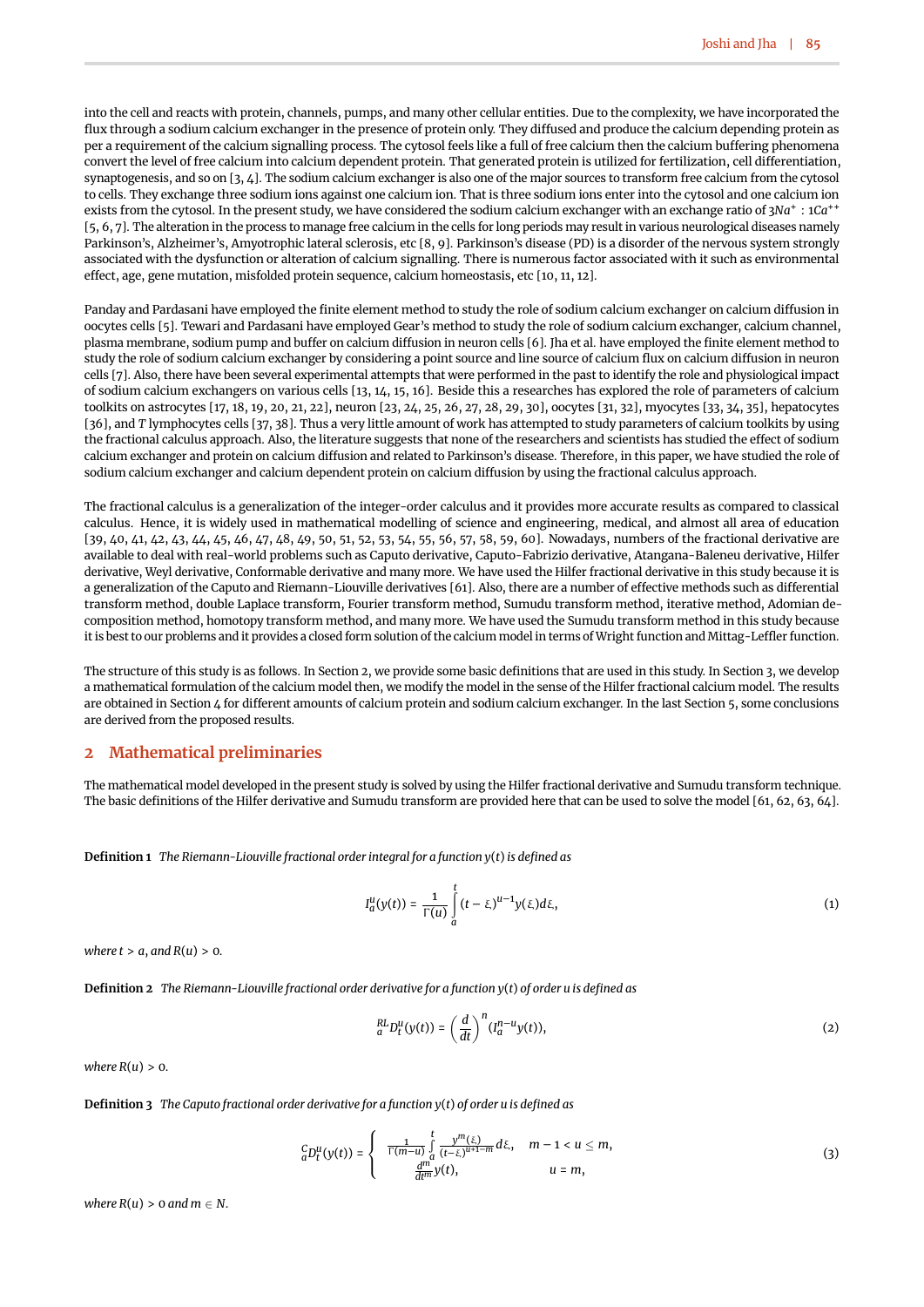into the cell and reacts with protein, channels, pumps, and many other cellular entities. Due to the complexity, we have incorporated the flux through a sodium calcium exchanger in the presence of protein only. They diffused and produce the calcium depending protein as per a requirement of the calcium signalling process. The cytosol feels like a full of free calcium then the calcium buffering phenomena convert the level of free calcium into calcium dependent protein. That generated protein is utilized for fertilization, cell differentiation, synaptogenesis, and so on [3, 4]. The sodium calcium exchanger is also one of the major sources to transform free calcium from the cytosol to cells. They exchange three sodium ions against one calcium ion. That is three sodium ions enter into the cytosol and one calcium ion exists from the cytosol. In the present study, we have considered the sodium calcium exchanger with an exchange ratio of $3Na^{+} : 1Ca^{++}$ [5, 6, 7]. The alteration in the process to manage free calcium in the cells for long periods may result in various neurological diseases namely Parkinson's, Alzheimer's, Amyotrophic lateral sclerosis, etc [8, 9]. Parkinson's disease (PD) is a disorder of the nervous system strongly associated with the dysfunction or alteration of calcium signalling. There is numerous factor associated with it such as environmental effect, age, gene mutation, misfolded protein sequence, calcium homeostasis, etc [10, 11, 12].

Panday and Pardasani have employed the finite element method to study the role of sodium calcium exchanger on calcium diffusion in oocytes cells [5]. Tewari and Pardasani have employed Gear's method to study the role of sodium calcium exchanger, calcium channel, plasma membrane, sodium pump and buffer on calcium diffusion in neuron cells [6]. Jha et al. have employed the finite element method to study the role of sodium calcium exchanger by considering a point source and line source of calcium flux on calcium diffusion in neuron cells [7]. Also, there have been several experimental attempts that were performed in the past to identify the role and physiological impact of sodium calcium exchangers on various cells [13, 14, 15, 16]. Beside this a researches has explored the role of parameters of calcium toolkits on astrocytes [17, 18, 19, 20, 21, 22], neuron [23, 24, 25, 26, 27, 28, 29, 30], oocytes [31, 32], myocytes [33, 34, 35], hepatocytes [36], and $T$ lymphocytes cells [37, 38]. Thus a very little amount of work has attempted to study parameters of calcium toolkits by using the fractional calculus approach. Also, the literature suggests that none of the researchers and scientists has studied the effect of sodium calcium exchanger and protein on calcium diffusion and related to Parkinson's disease. Therefore, in this paper, we have studied the role of sodium calcium exchanger and calcium dependent protein on calcium diffusion by using the fractional calculus approach.

The fractional calculus is a generalization of the integer-order calculus and it provides more accurate results as compared to classical calculus. Hence, it is widely used in mathematical modelling of science and engineering, medical, and almost all area of education [39, 40, 41, 42, 43, 44, 45, 46, 47, 48, 49, 50, 51, 52, 53, 54, 55, 56, 57, 58, 59, 60]. Nowadays, numbers of the fractional derivative are available to deal with real-world problems such as Caputo derivative, Caputo-Fabrizio derivative, Atangana-Baleneu derivative, Hilfer derivative, Weyl derivative, Conformable derivative and many more. We have used the Hilfer fractional derivative in this study because it is a generalization of the Caputo and Riemann-Liouville derivatives [61]. Also, there are a number of effective methods such as differential transform method, double Laplace transform, Fourier transform method, Sumudu transform method, iterative method, Adomian decomposition method, homotopy transform method, and many more. We have used the Sumudu transform method in this study because it is best to our problems and it provides a closed form solution of the calcium model in terms of Wright function and Mittag-Leffler function.

The structure of this study is as follows. In Section 2, we provide some basic definitions that are used in this study. In Section 3, we develop a mathematical formulation of the calcium model then, we modify the model in the sense of the Hilfer fractional calcium model. The results are obtained in Section 4 for different amounts of calcium protein and sodium calcium exchanger. In the last Section 5, some conclusions are derived from the proposed results.

## 2 Mathematical preliminaries

The mathematical model developed in the present study is solved by using the Hilfer fractional derivative and Sumudu transform technique. The basic definitions of the Hilfer derivative and Sumudu transform are provided here that can be used to solve the model [61, 62, 63, 64].

**Definition 1** *The Riemann-Liouville fractional order integral for a function $y(t)$ is defined as*

$$I_a^u(y(t)) = \frac{1}{\Gamma(u)} \int_a^t (t-\xi)^{u-1} y(\xi) d\xi, \tag{1}$$

*where $t > a$, and $R(u) > 0$.*

**Definition 2** *The Riemann-Liouville fractional order derivative for a function $y(t)$ of order u is defined as*

$${}_a^{RL}D_t^u(y(t)) = \left(\frac{d}{dt}\right)^n (I_a^{n-u} y(t)), \tag{2}$$

*where $R(u) > 0$.*

**Definition 3** *The Caputo fractional order derivative for a function $y(t)$ of order u is defined as*

$${}_a^{C}D_t^u(y(t)) = \begin{cases} \frac{1}{\Gamma(m-u)} \int_a^t \frac{y^m(\xi)}{(t-\xi)^{u+1-m}} d\xi, & m-1 < u \leq m, \\ \frac{d^m}{dt^m} y(t), & u = m, \end{cases} \tag{3}$$

*where $R(u) > 0$ and $m \in N$.*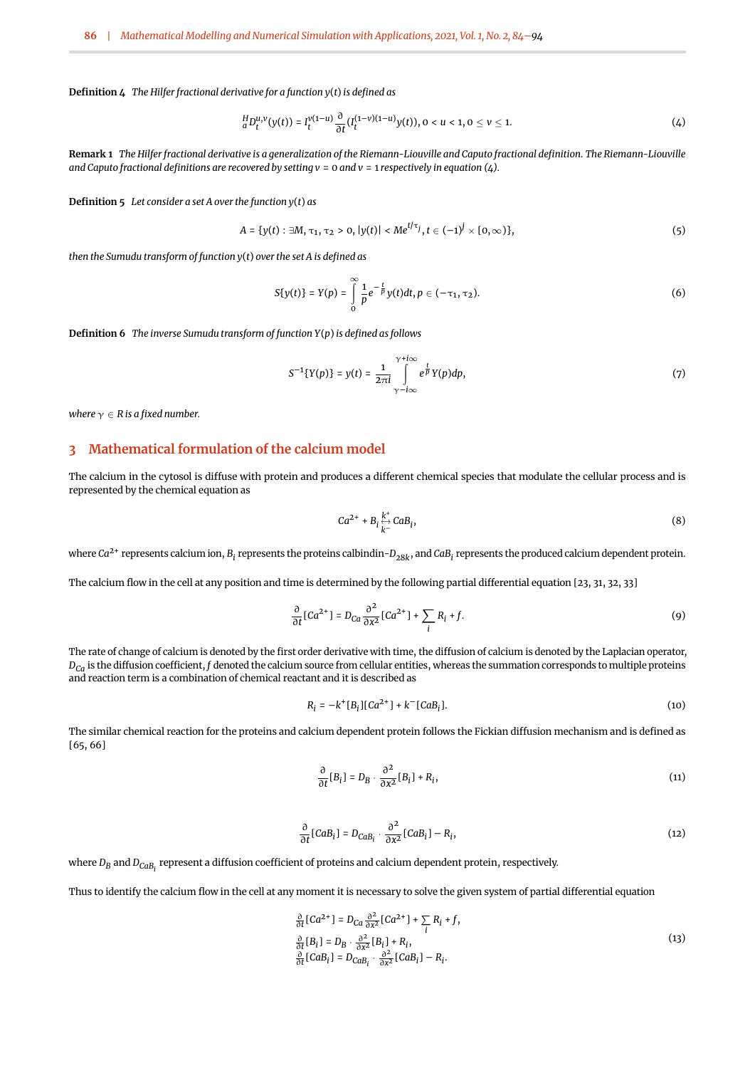**Definition 4** *The Hilfer fractional derivative for a function $y(t)$ is defined as*

$$
{}_a^H D_t^{u,v}(y(t)) = I_t^{v(1-u)} \frac{\partial}{\partial t}(I_t^{(1-v)(1-u)} y(t)), 0 < u < 1, 0 \leq v \leq 1. \tag{4}
$$

**Remark 1** *The Hilfer fractional derivative is a generalization of the Riemann-Liouville and Caputo fractional definition. The Riemann-Liouville and Caputo fractional definitions are recovered by setting $v = 0$ and $v = 1$ respectively in equation (4).*

**Definition 5** *Let consider a set A over the function $y(t)$ as*

$$
A = \{y(t) : \exists M, \tau_1, \tau_2 > 0, |y(t)| < Me^{t/\tau_j}, t \in (-1)^j \times [0, \infty)\}, \tag{5}
$$

*then the Sumudu transform of function $y(t)$ over the set A is defined as*

$$
S\{y(t)\} = Y(p) = \int_0^{\infty} \frac{1}{p} e^{-\frac{t}{p}} y(t) dt, p \in (-\tau_1, \tau_2). \tag{6}
$$

**Definition 6** *The inverse Sumudu transform of function $Y(p)$ is defined as follows*

$$
S^{-1}\{Y(p)\} = y(t) = \frac{1}{2\pi i} \int_{\gamma - i\infty}^{\gamma + i\infty} e^{\frac{t}{p}} Y(p) dp, \tag{7}
$$

*where $\gamma \in R$ is a fixed number.*

## 3 Mathematical formulation of the calcium model

The calcium in the cytosol is diffuse with protein and produces a different chemical species that modulate the cellular process and is represented by the chemical equation as

$$
Ca^{2+} + B_i \underset{k^-}{\overset{k^+}{\leftrightarrow}} CaB_i, \tag{8}
$$

where $Ca^{2+}$ represents calcium ion, $B_i$ represents the proteins calbindin-$D_{28k}$, and $CaB_i$ represents the produced calcium dependent protein.

The calcium flow in the cell at any position and time is determined by the following partial differential equation [23, 31, 32, 33]

$$
\frac{\partial}{\partial t}[Ca^{2+}] = D_{Ca} \frac{\partial^2}{\partial x^2}[Ca^{2+}] + \sum_i R_i + f. \tag{9}
$$

The rate of change of calcium is denoted by the first order derivative with time, the diffusion of calcium is denoted by the Laplacian operator, $D_{Ca}$ is the diffusion coefficient, $f$ denoted the calcium source from cellular entities, whereas the summation corresponds to multiple proteins and reaction term is a combination of chemical reactant and it is described as

$$
R_i = -k^+[B_i][Ca^{2+}] + k^-[CaB_i]. \tag{10}
$$

The similar chemical reaction for the proteins and calcium dependent protein follows the Fickian diffusion mechanism and is defined as [65, 66]

$$
\frac{\partial}{\partial t}[B_i] = D_B \cdot \frac{\partial^2}{\partial x^2}[B_i] + R_i, \tag{11}
$$

$$
\frac{\partial}{\partial t}[CaB_i] = D_{CaB_i} \cdot \frac{\partial^2}{\partial x^2}[CaB_i] - R_i, \tag{12}
$$

where $D_B$ and $D_{CaB_i}$ represent a diffusion coefficient of proteins and calcium dependent protein, respectively.

Thus to identify the calcium flow in the cell at any moment it is necessary to solve the given system of partial differential equation

$$
\begin{aligned}
&\frac{\partial}{\partial t}[Ca^{2+}] = D_{Ca} \frac{\partial^2}{\partial x^2}[Ca^{2+}] + \sum_i R_i + f, \\
&\frac{\partial}{\partial t}[B_i] = D_B \cdot \frac{\partial^2}{\partial x^2}[B_i] + R_i, \\
&\frac{\partial}{\partial t}[CaB_i] = D_{CaB_i} \cdot \frac{\partial^2}{\partial x^2}[CaB_i] - R_i.
\end{aligned} \tag{13}
$$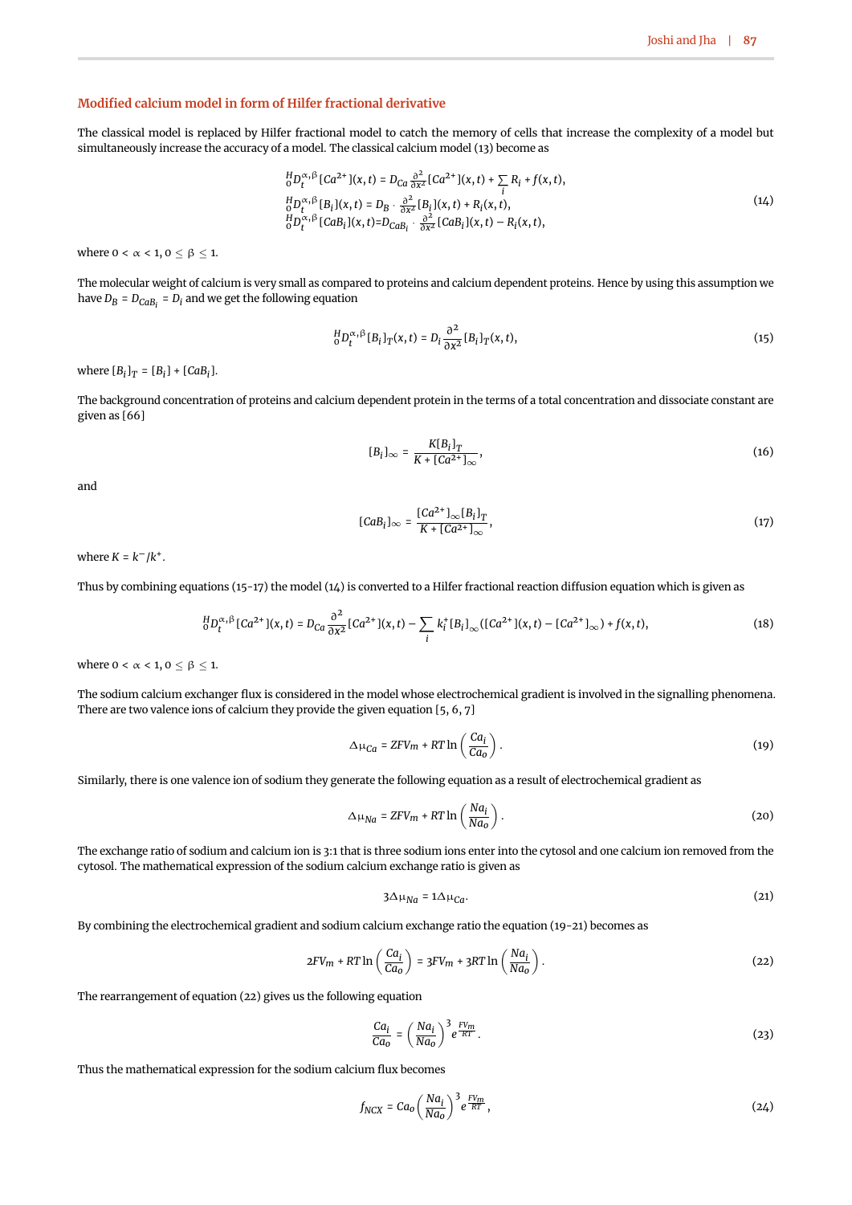## Modified calcium model in form of Hilfer fractional derivative

The classical model is replaced by Hilfer fractional model to catch the memory of cells that increase the complexity of a model but simultaneously increase the accuracy of a model. The classical calcium model (13) become as

$$
\begin{aligned}
{}_0^H D_t^{\alpha,\beta}[Ca^{2+}](x,t) &= D_{Ca}\frac{\partial^2}{\partial x^2}[Ca^{2+}](x,t) + \sum_i R_i + f(x,t),\\
{}_0^H D_t^{\alpha,\beta}[B_i](x,t) &= D_B \cdot \frac{\partial^2}{\partial x^2}[B_i](x,t) + R_i(x,t),\\
{}_0^H D_t^{\alpha,\beta}[CaB_i](x,t) &= D_{CaB_i} \cdot \frac{\partial^2}{\partial x^2}[CaB_i](x,t) - R_i(x,t),
\end{aligned}
\tag{14}
$$

where $0 < \alpha < 1$, $0 \leq \beta \leq 1$.

The molecular weight of calcium is very small as compared to proteins and calcium dependent proteins. Hence by using this assumption we have $D_B = D_{CaB_i} = D_i$ and we get the following equation

$$
{}_0^H D_t^{\alpha,\beta}[B_i]_T(x,t) = D_i \frac{\partial^2}{\partial x^2}[B_i]_T(x,t),
\tag{15}
$$

where $[B_i]_T = [B_i] + [CaB_i]$.

The background concentration of proteins and calcium dependent protein in the terms of a total concentration and dissociate constant are given as [66]

$$
[B_i]_\infty = \frac{K[B_i]_T}{K + [Ca^{2+}]_\infty},
\tag{16}
$$

and

$$
[CaB_i]_\infty = \frac{[Ca^{2+}]_\infty [B_i]_T}{K + [Ca^{2+}]_\infty},
\tag{17}
$$

where $K = k^-/k^+$.

Thus by combining equations (15-17) the model (14) is converted to a Hilfer fractional reaction diffusion equation which is given as

$$
{}_0^H D_t^{\alpha,\beta}[Ca^{2+}](x,t) = D_{Ca}\frac{\partial^2}{\partial x^2}[Ca^{2+}](x,t) - \sum_i k_i^+ [B_i]_\infty ([Ca^{2+}](x,t) - [Ca^{2+}]_\infty) + f(x,t),
\tag{18}
$$

where $0 < \alpha < 1$, $0 \leq \beta \leq 1$.

The sodium calcium exchanger flux is considered in the model whose electrochemical gradient is involved in the signalling phenomena. There are two valence ions of calcium they provide the given equation [5, 6, 7]

$$
\Delta\mu_{Ca} = ZFV_m + RT\ln\left(\frac{Ca_i}{Ca_o}\right).
\tag{19}
$$

Similarly, there is one valence ion of sodium they generate the following equation as a result of electrochemical gradient as

$$
\Delta\mu_{Na} = ZFV_m + RT\ln\left(\frac{Na_i}{Na_o}\right).
\tag{20}
$$

The exchange ratio of sodium and calcium ion is 3:1 that is three sodium ions enter into the cytosol and one calcium ion removed from the cytosol. The mathematical expression of the sodium calcium exchange ratio is given as

$$
3\Delta\mu_{Na} = 1\Delta\mu_{Ca}.
\tag{21}
$$

By combining the electrochemical gradient and sodium calcium exchange ratio the equation (19-21) becomes as

$$
2FV_m + RT\ln\left(\frac{Ca_i}{Ca_o}\right) = 3FV_m + 3RT\ln\left(\frac{Na_i}{Na_o}\right).
\tag{22}
$$

The rearrangement of equation (22) gives us the following equation

$$
\frac{Ca_i}{Ca_o} = \left(\frac{Na_i}{Na_o}\right)^3 e^{\frac{FV_m}{RT}}.
\tag{23}
$$

Thus the mathematical expression for the sodium calcium flux becomes

$$
f_{NCX} = Ca_o\left(\frac{Na_i}{Na_o}\right)^3 e^{\frac{FV_m}{RT}},
\tag{24}
$$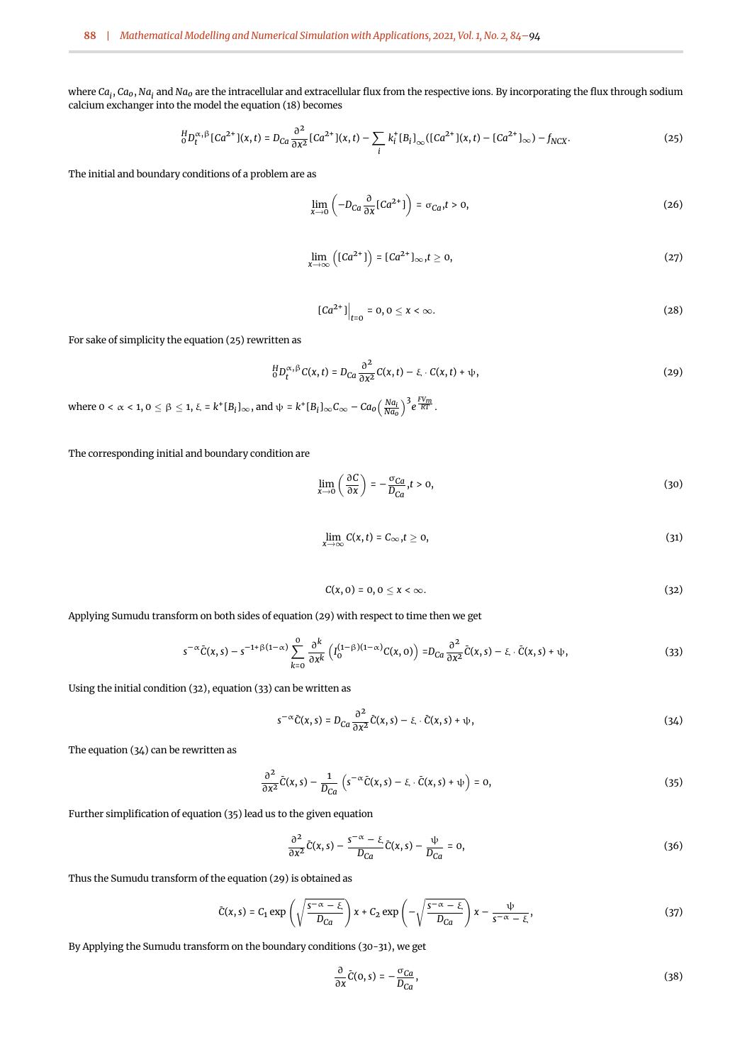where $Ca_i$, $Ca_o$, $Na_i$ and $Na_o$ are the intracellular and extracellular flux from the respective ions. By incorporating the flux through sodium calcium exchanger into the model the equation (18) becomes

$$ {}_0^H D_t^{\alpha,\beta}[Ca^{2+}](x,t) = D_{Ca}\frac{\partial^2}{\partial x^2}[Ca^{2+}](x,t) - \sum_i k_i^+[B_i]_\infty([Ca^{2+}](x,t) - [Ca^{2+}]_\infty) - f_{NCX}. \tag{25} $$

The initial and boundary conditions of a problem are as

$$ \lim_{x\to 0}\left(-D_{Ca}\frac{\partial}{\partial x}[Ca^{2+}]\right) = \sigma_{Ca}, t > 0, \tag{26} $$

$$ \lim_{x\to\infty}\left([Ca^{2+}]\right) = [Ca^{2+}]_\infty, t \geq 0, \tag{27} $$

$$ [Ca^{2+}]\Big|_{t=0} = 0, 0 \leq x < \infty. \tag{28} $$

For sake of simplicity the equation (25) rewritten as

$$ {}_0^H D_t^{\alpha,\beta} C(x,t) = D_{Ca}\frac{\partial^2}{\partial x^2}C(x,t) - \xi \cdot C(x,t) + \psi, \tag{29} $$

where $0 < \alpha < 1$, $0 \leq \beta \leq 1$, $\xi = k^+[B_i]_\infty$, and $\psi = k^+[B_i]_\infty C_\infty - Ca_o\left(\frac{Na_i}{Na_o}\right)^3 e^{\frac{FV_m}{RT}}$.

The corresponding initial and boundary condition are

$$ \lim_{x\to 0}\left(\frac{\partial C}{\partial x}\right) = -\frac{\sigma_{Ca}}{D_{Ca}}, t > 0, \tag{30} $$

$$ \lim_{x\to\infty} C(x,t) = C_\infty, t \geq 0, \tag{31} $$

$$ C(x,0) = 0, 0 \leq x < \infty. \tag{32} $$

Applying Sumudu transform on both sides of equation (29) with respect to time then we get

$$ s^{-\alpha}\bar{C}(x,s) - s^{-1+\beta(1-\alpha)}\sum_{k=0}^{0}\frac{\partial^k}{\partial x^k}\left(I_0^{(1-\beta)(1-\alpha)}C(x,0)\right) = D_{Ca}\frac{\partial^2}{\partial x^2}\bar{C}(x,s) - \xi \cdot \bar{C}(x,s) + \psi, \tag{33} $$

Using the initial condition (32), equation (33) can be written as

$$ s^{-\alpha}\bar{C}(x,s) = D_{Ca}\frac{\partial^2}{\partial x^2}\bar{C}(x,s) - \xi \cdot \bar{C}(x,s) + \psi, \tag{34} $$

The equation (34) can be rewritten as

$$ \frac{\partial^2}{\partial x^2}\bar{C}(x,s) - \frac{1}{D_{Ca}}\left(s^{-\alpha}\bar{C}(x,s) - \xi \cdot \bar{C}(x,s) + \psi\right) = 0, \tag{35} $$

Further simplification of equation (35) lead us to the given equation

$$ \frac{\partial^2}{\partial x^2}\bar{C}(x,s) - \frac{s^{-\alpha} - \xi}{D_{Ca}}\bar{C}(x,s) - \frac{\psi}{D_{Ca}} = 0, \tag{36} $$

Thus the Sumudu transform of the equation (29) is obtained as

$$ \bar{C}(x,s) = C_1 \exp\left(\sqrt{\frac{s^{-\alpha} - \xi}{D_{Ca}}}\right)x + C_2 \exp\left(-\sqrt{\frac{s^{-\alpha} - \xi}{D_{Ca}}}\right)x - \frac{\psi}{s^{-\alpha} - \xi}, \tag{37} $$

By Applying the Sumudu transform on the boundary conditions (30-31), we get

$$ \frac{\partial}{\partial x}\bar{C}(0,s) = -\frac{\sigma_{Ca}}{D_{Ca}}, \tag{38} $$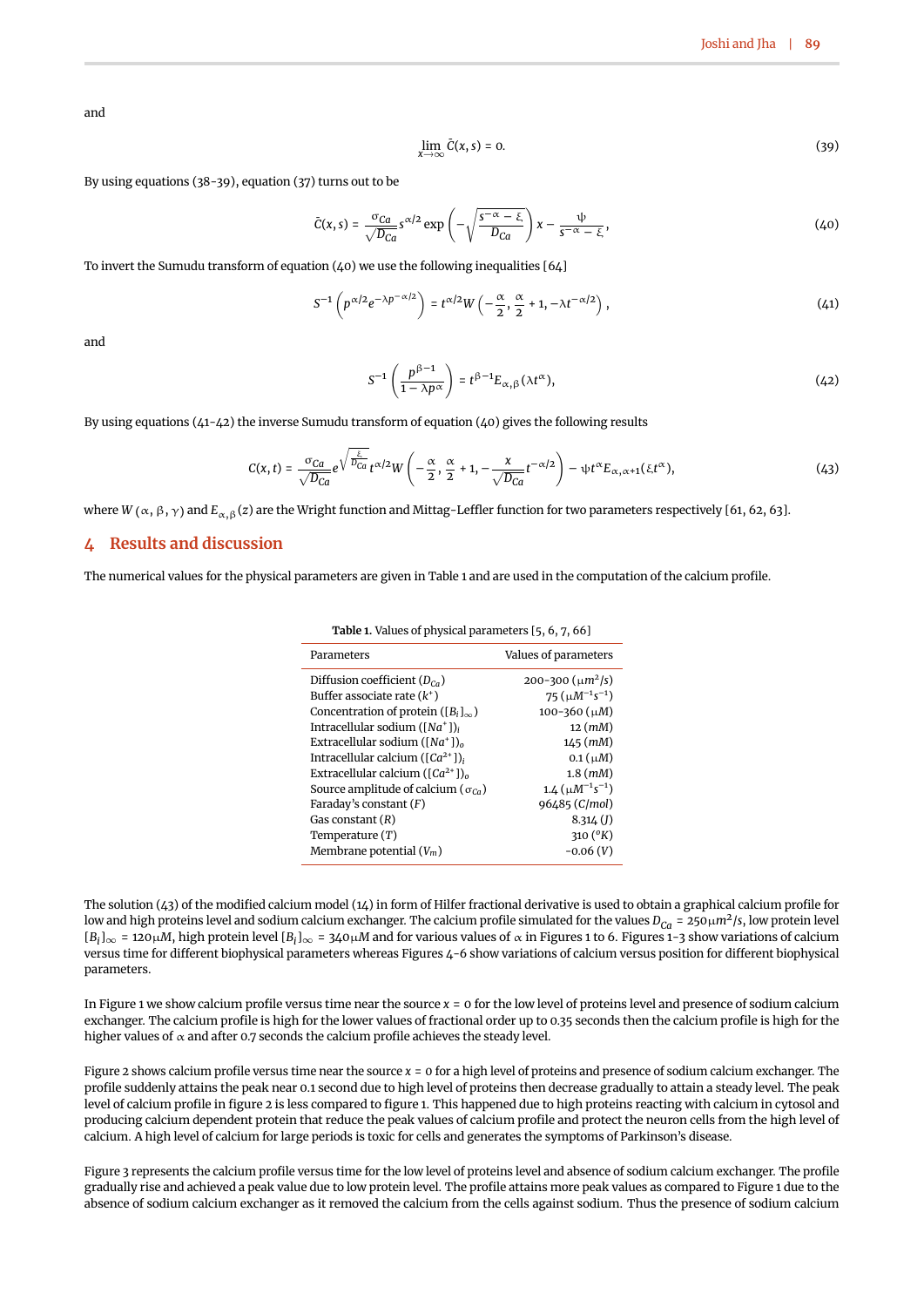and

$$\lim_{x\to\infty} \bar{C}(x,s) = 0. \tag{39}$$

By using equations (38-39), equation (37) turns out to be

$$\bar{C}(x,s) = \frac{\sigma_{Ca}}{\sqrt{D_{Ca}}} s^{\alpha/2} \exp\left(-\sqrt{\frac{s^{-\alpha}-\xi}{D_{Ca}}}\right) x - \frac{\psi}{s^{-\alpha}-\xi}, \tag{40}$$

To invert the Sumudu transform of equation (40) we use the following inequalities [64]

$$S^{-1}\left(p^{\alpha/2} e^{-\lambda p^{-\alpha/2}}\right) = t^{\alpha/2} W\left(-\frac{\alpha}{2}, \frac{\alpha}{2}+1, -\lambda t^{-\alpha/2}\right), \tag{41}$$

and

$$S^{-1}\left(\frac{p^{\beta-1}}{1-\lambda p^{\alpha}}\right) = t^{\beta-1} E_{\alpha,\beta}(\lambda t^{\alpha}), \tag{42}$$

By using equations (41-42) the inverse Sumudu transform of equation (40) gives the following results

$$C(x,t) = \frac{\sigma_{Ca}}{\sqrt{D_{Ca}}} e^{\sqrt{\frac{\xi}{D_{Ca}}}} t^{\alpha/2} W\left(-\frac{\alpha}{2}, \frac{\alpha}{2}+1, -\frac{x}{\sqrt{D_{Ca}}} t^{-\alpha/2}\right) - \psi t^{\alpha} E_{\alpha,\alpha+1}(\xi t^{\alpha}), \tag{43}$$

where $W(\alpha, \beta, \gamma)$ and $E_{\alpha,\beta}(z)$ are the Wright function and Mittag-Leffler function for two parameters respectively [61, 62, 63].

## 4 Results and discussion

The numerical values for the physical parameters are given in Table 1 and are used in the computation of the calcium profile.

**Table 1.** Values of physical parameters [5, 6, 7, 66]

| Parameters | Values of parameters |
|---|---|
| Diffusion coefficient ($D_{Ca}$) | 200-300 ($\mu m^2/s$) |
| Buffer associate rate ($k^+$) | 75 ($\mu M^{-1}s^{-1}$) |
| Concentration of protein ($[B_i]_\infty$) | 100-360 ($\mu M$) |
| Intracellular sodium ($[Na^+]_i$) | 12 ($mM$) |
| Extracellular sodium ($[Na^+]_o$) | 145 ($mM$) |
| Intracellular calcium ($[Ca^{2+}]_i$) | 0.1 ($\mu M$) |
| Extracellular calcium ($[Ca^{2+}]_o$) | 1.8 ($mM$) |
| Source amplitude of calcium ($\sigma_{Ca}$) | 1.4 ($\mu M^{-1}s^{-1}$) |
| Faraday's constant ($F$) | 96485 ($C/mol$) |
| Gas constant ($R$) | 8.314 ($J$) |
| Temperature ($T$) | 310 ($^oK$) |
| Membrane potential ($V_m$) | -0.06 ($V$) |

The solution (43) of the modified calcium model (14) in form of Hilfer fractional derivative is used to obtain a graphical calcium profile for low and high proteins level and sodium calcium exchanger. The calcium profile simulated for the values $D_{Ca} = 250\mu m^2/s$, low protein level $[B_i]_\infty = 120\mu M$, high protein level $[B_i]_\infty = 340\mu M$ and for various values of $\alpha$ in Figures 1 to 6. Figures 1-3 show variations of calcium versus time for different biophysical parameters whereas Figures 4-6 show variations of calcium versus position for different biophysical parameters.

In Figure 1 we show calcium profile versus time near the source $x = 0$ for the low level of proteins level and presence of sodium calcium exchanger. The calcium profile is high for the lower values of fractional order up to 0.35 seconds then the calcium profile is high for the higher values of $\alpha$ and after 0.7 seconds the calcium profile achieves the steady level.

Figure 2 shows calcium profile versus time near the source $x = 0$ for a high level of proteins and presence of sodium calcium exchanger. The profile suddenly attains the peak near 0.1 second due to high level of proteins then decrease gradually to attain a steady level. The peak level of calcium profile in figure 2 is less compared to figure 1. This happened due to high proteins reacting with calcium in cytosol and producing calcium dependent protein that reduce the peak values of calcium profile and protect the neuron cells from the high level of calcium. A high level of calcium for large periods is toxic for cells and generates the symptoms of Parkinson's disease.

Figure 3 represents the calcium profile versus time for the low level of proteins level and absence of sodium calcium exchanger. The profile gradually rise and achieved a peak value due to low protein level. The profile attains more peak values as compared to Figure 1 due to the absence of sodium calcium exchanger as it removed the calcium from the cells against sodium. Thus the presence of sodium calcium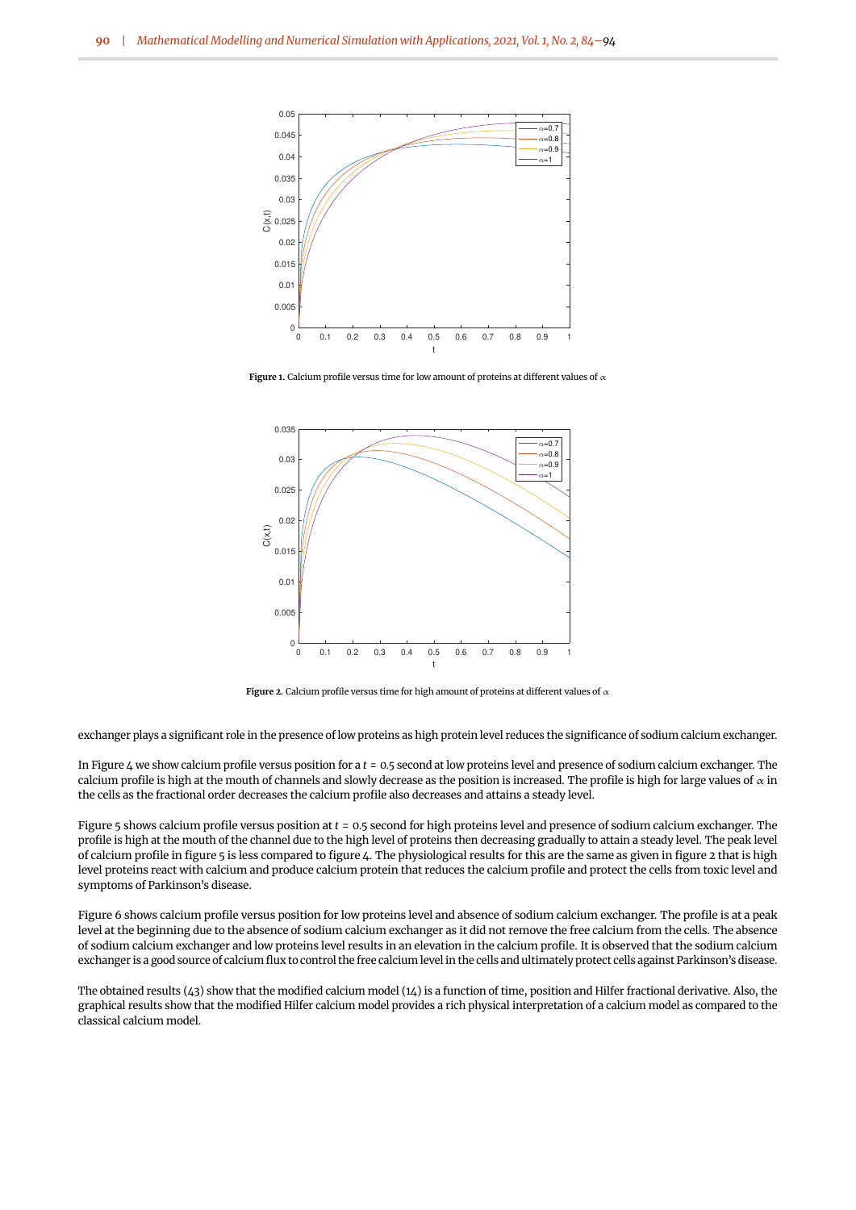Figure 1. Calcium profile versus time for low amount of proteins at different values of $\alpha$

Figure 2. Calcium profile versus time for high amount of proteins at different values of $\alpha$

exchanger plays a significant role in the presence of low proteins as high protein level reduces the significance of sodium calcium exchanger.

In Figure 4 we show calcium profile versus position for a $t = 0.5$ second at low proteins level and presence of sodium calcium exchanger. The calcium profile is high at the mouth of channels and slowly decrease as the position is increased. The profile is high for large values of $\alpha$ in the cells as the fractional order decreases the calcium profile also decreases and attains a steady level.

Figure 5 shows calcium profile versus position at $t = 0.5$ second for high proteins level and presence of sodium calcium exchanger. The profile is high at the mouth of the channel due to the high level of proteins then decreasing gradually to attain a steady level. The peak level of calcium profile in figure 5 is less compared to figure 4. The physiological results for this are the same as given in figure 2 that is high level proteins react with calcium and produce calcium protein that reduces the calcium profile and protect the cells from toxic level and symptoms of Parkinson's disease.

Figure 6 shows calcium profile versus position for low proteins level and absence of sodium calcium exchanger. The profile is at a peak level at the beginning due to the absence of sodium calcium exchanger as it did not remove the free calcium from the cells. The absence of sodium calcium exchanger and low proteins level results in an elevation in the calcium profile. It is observed that the sodium calcium exchanger is a good source of calcium flux to control the free calcium level in the cells and ultimately protect cells against Parkinson's disease.

The obtained results (43) show that the modified calcium model (14) is a function of time, position and Hilfer fractional derivative. Also, the graphical results show that the modified Hilfer calcium model provides a rich physical interpretation of a calcium model as compared to the classical calcium model.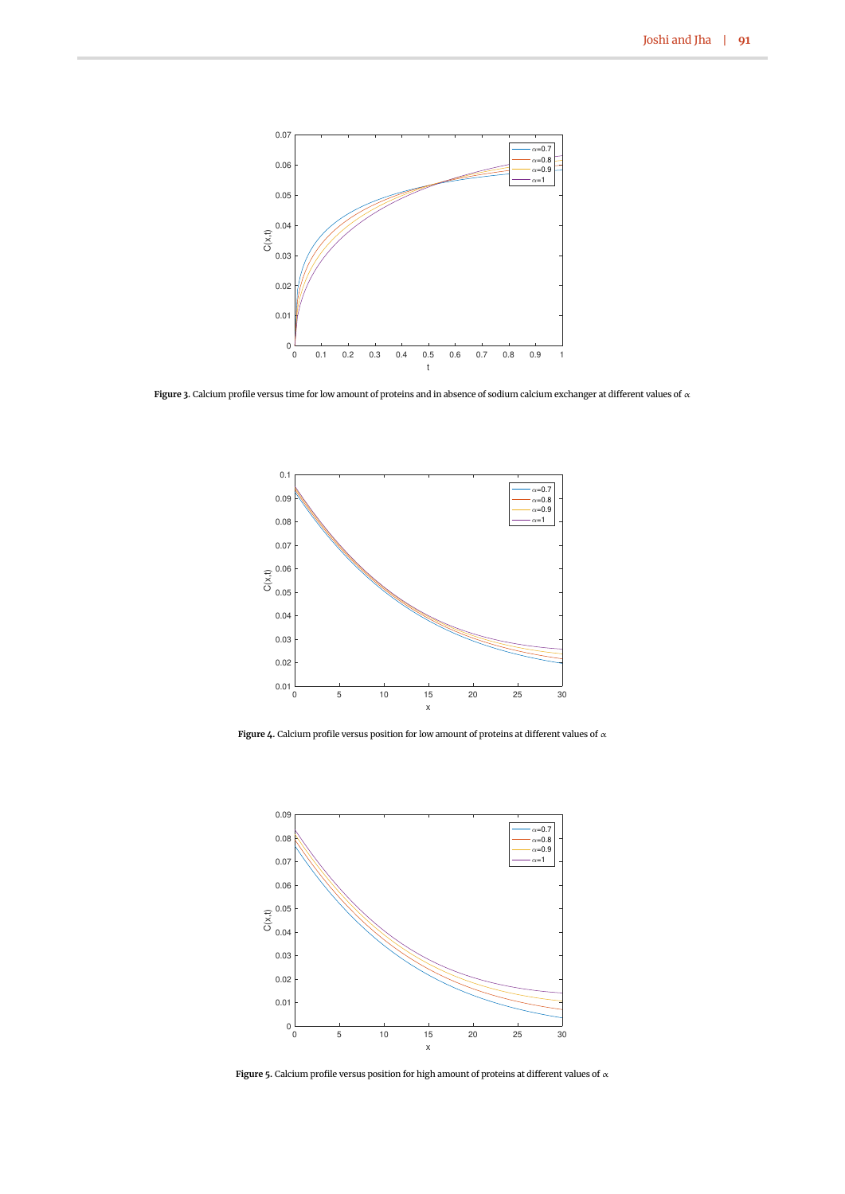**Figure 3.** Calcium profile versus time for low amount of proteins and in absence of sodium calcium exchanger at different values of $\alpha$

**Figure 4.** Calcium profile versus position for low amount of proteins at different values of $\alpha$

**Figure 5.** Calcium profile versus position for high amount of proteins at different values of $\alpha$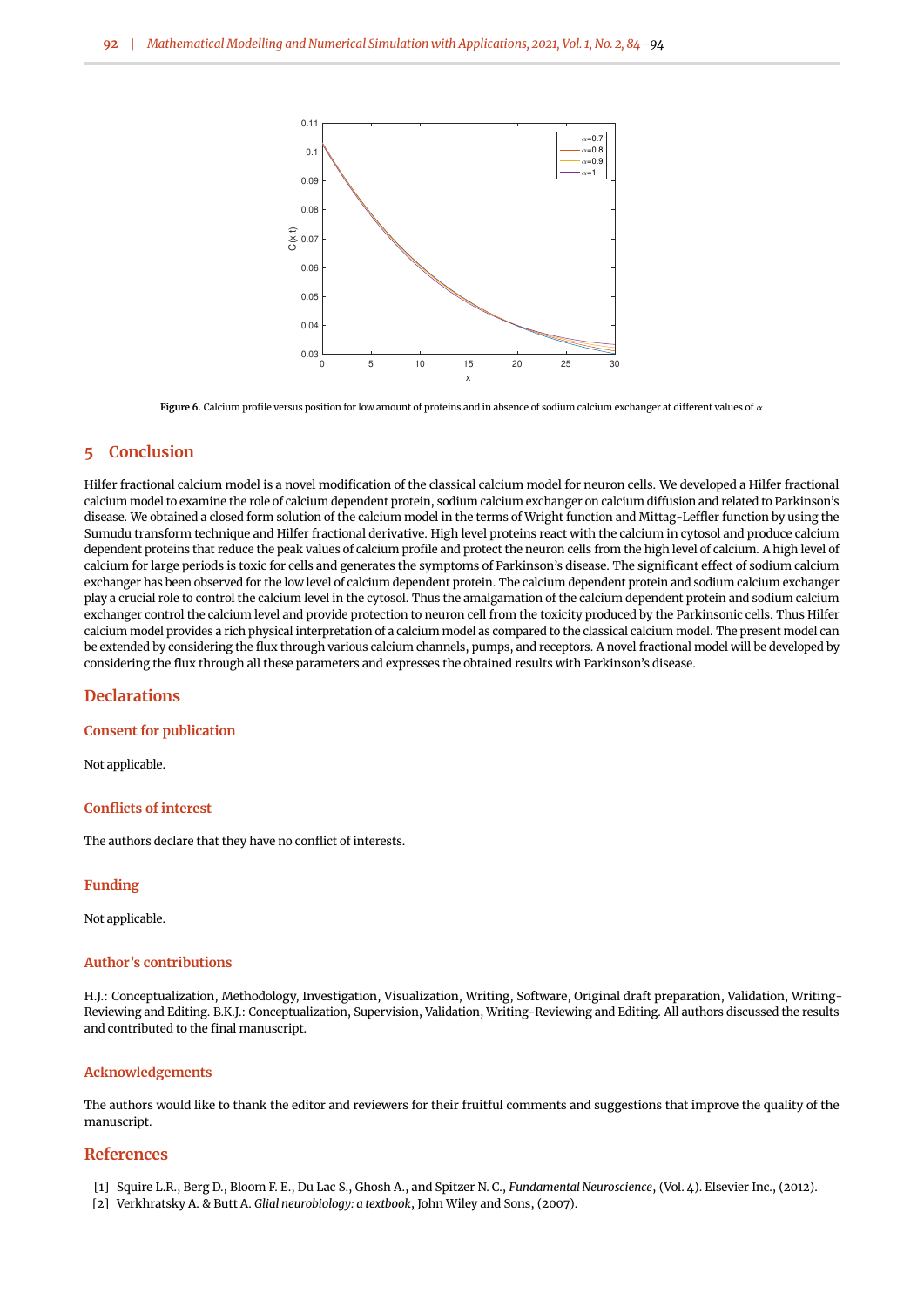Figure 6. Calcium profile versus position for low amount of proteins and in absence of sodium calcium exchanger at different values of $\alpha$

## 5 Conclusion

Hilfer fractional calcium model is a novel modification of the classical calcium model for neuron cells. We developed a Hilfer fractional calcium model to examine the role of calcium dependent protein, sodium calcium exchanger on calcium diffusion and related to Parkinson's disease. We obtained a closed form solution of the calcium model in the terms of Wright function and Mittag-Leffler function by using the Sumudu transform technique and Hilfer fractional derivative. High level proteins react with the calcium in cytosol and produce calcium dependent proteins that reduce the peak values of calcium profile and protect the neuron cells from the high level of calcium. A high level of calcium for large periods is toxic for cells and generates the symptoms of Parkinson's disease. The significant effect of sodium calcium exchanger has been observed for the low level of calcium dependent protein. The calcium dependent protein and sodium calcium exchanger play a crucial role to control the calcium level in the cytosol. Thus the amalgamation of the calcium dependent protein and sodium calcium exchanger control the calcium level and provide protection to neuron cell from the toxicity produced by the Parkinsonic cells. Thus Hilfer calcium model provides a rich physical interpretation of a calcium model as compared to the classical calcium model. The present model can be extended by considering the flux through various calcium channels, pumps, and receptors. A novel fractional model will be developed by considering the flux through all these parameters and expresses the obtained results with Parkinson's disease.

## Declarations

### Consent for publication

Not applicable.

### Conflicts of interest

The authors declare that they have no conflict of interests.

### Funding

Not applicable.

### Author's contributions

H.J.: Conceptualization, Methodology, Investigation, Visualization, Writing, Software, Original draft preparation, Validation, Writing-Reviewing and Editing. B.K.J.: Conceptualization, Supervision, Validation, Writing-Reviewing and Editing. All authors discussed the results and contributed to the final manuscript.

### Acknowledgements

The authors would like to thank the editor and reviewers for their fruitful comments and suggestions that improve the quality of the manuscript.

## References

[1] Squire L.R., Berg D., Bloom F. E., Du Lac S., Ghosh A., and Spitzer N. C., *Fundamental Neuroscience*, (Vol. 4). Elsevier Inc., (2012).

[2] Verkhratsky A. & Butt A. *Glial neurobiology: a textbook*, John Wiley and Sons, (2007).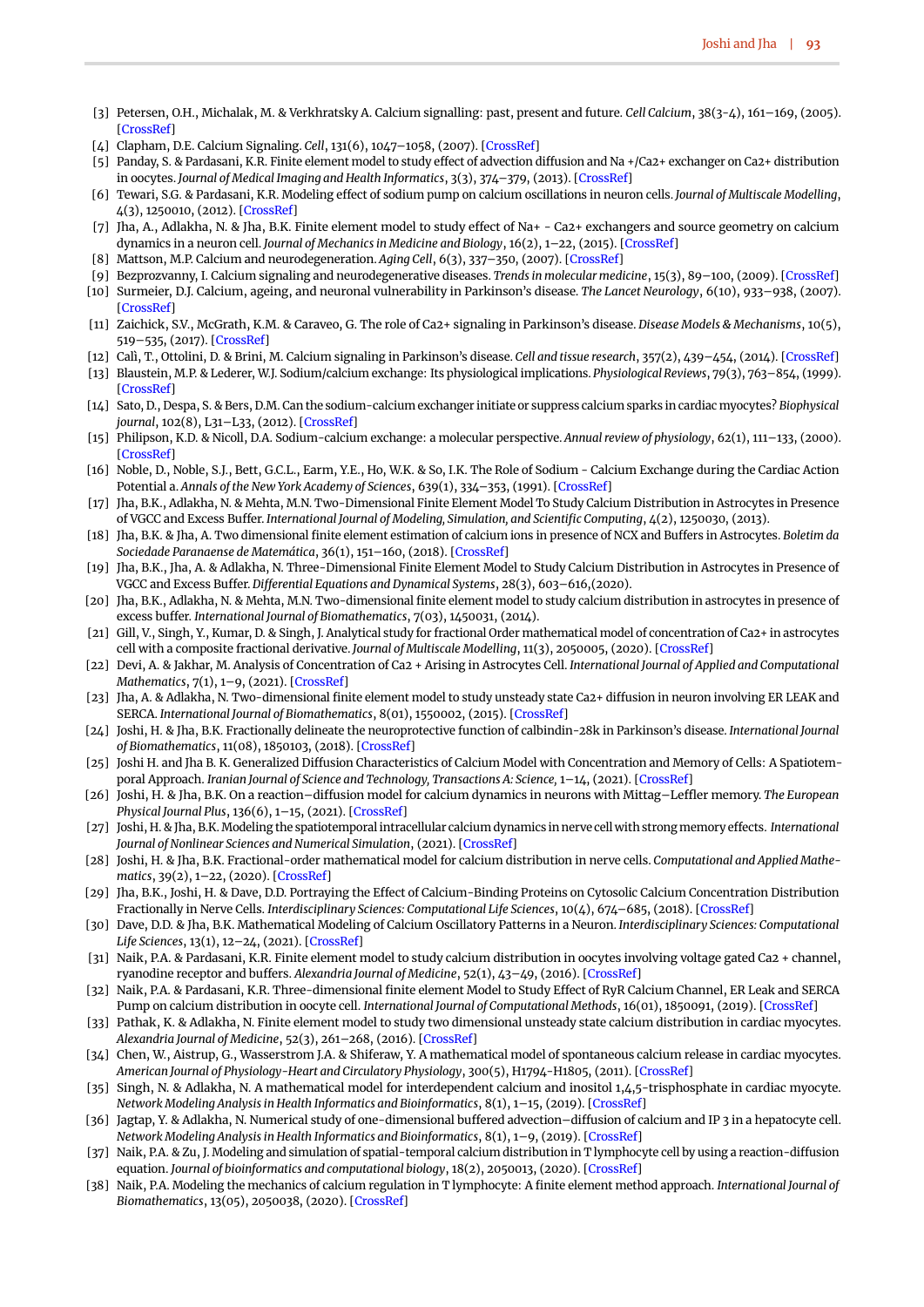[3] Petersen, O.H., Michalak, M. & Verkhratsky A. Calcium signalling: past, present and future. *Cell Calcium*, 38(3-4), 161–169, (2005). [CrossRef]

[4] Clapham, D.E. Calcium Signaling. *Cell*, 131(6), 1047–1058, (2007). [CrossRef]

[5] Panday, S. & Pardasani, K.R. Finite element model to study effect of advection diffusion and Na +/Ca2+ exchanger on Ca2+ distribution in oocytes. *Journal of Medical Imaging and Health Informatics*, 3(3), 374–379, (2013). [CrossRef]

[6] Tewari, S.G. & Pardasani, K.R. Modeling effect of sodium pump on calcium oscillations in neuron cells. *Journal of Multiscale Modelling*, 4(3), 1250010, (2012). [CrossRef]

[7] Jha, A., Adlakha, N. & Jha, B.K. Finite element model to study effect of Na+ - Ca2+ exchangers and source geometry on calcium dynamics in a neuron cell. *Journal of Mechanics in Medicine and Biology*, 16(2), 1–22, (2015). [CrossRef]

[8] Mattson, M.P. Calcium and neurodegeneration. *Aging Cell*, 6(3), 337–350, (2007). [CrossRef]

[9] Bezprozvanny, I. Calcium signaling and neurodegenerative diseases. *Trends in molecular medicine*, 15(3), 89–100, (2009). [CrossRef]

[10] Surmeier, D.J. Calcium, ageing, and neuronal vulnerability in Parkinson's disease. *The Lancet Neurology*, 6(10), 933–938, (2007). [CrossRef]

[11] Zaichick, S.V., McGrath, K.M. & Caraveo, G. The role of Ca2+ signaling in Parkinson's disease. *Disease Models & Mechanisms*, 10(5), 519–535, (2017). [CrossRef]

[12] Calì, T., Ottolini, D. & Brini, M. Calcium signaling in Parkinson's disease. *Cell and tissue research*, 357(2), 439–454, (2014). [CrossRef]

[13] Blaustein, M.P. & Lederer, W.J. Sodium/calcium exchange: Its physiological implications. *Physiological Reviews*, 79(3), 763–854, (1999). [CrossRef]

[14] Sato, D., Despa, S. & Bers, D.M. Can the sodium-calcium exchanger initiate or suppress calcium sparks in cardiac myocytes? *Biophysical journal*, 102(8), L31–L33, (2012). [CrossRef]

[15] Philipson, K.D. & Nicoll, D.A. Sodium-calcium exchange: a molecular perspective. *Annual review of physiology*, 62(1), 111–133, (2000). [CrossRef]

[16] Noble, D., Noble, S.J., Bett, G.C.L., Earm, Y.E., Ho, W.K. & So, I.K. The Role of Sodium - Calcium Exchange during the Cardiac Action Potential a. *Annals of the New York Academy of Sciences*, 639(1), 334–353, (1991). [CrossRef]

[17] Jha, B.K., Adlakha, N. & Mehta, M.N. Two-Dimensional Finite Element Model To Study Calcium Distribution in Astrocytes in Presence of VGCC and Excess Buffer. *International Journal of Modeling, Simulation, and Scientific Computing*, 4(2), 1250030, (2013).

[18] Jha, B.K. & Jha, A. Two dimensional finite element estimation of calcium ions in presence of NCX and Buffers in Astrocytes. *Boletim da Sociedade Paranaense de Matemática*, 36(1), 151–160, (2018). [CrossRef]

[19] Jha, B.K., Jha, A. & Adlakha, N. Three-Dimensional Finite Element Model to Study Calcium Distribution in Astrocytes in Presence of VGCC and Excess Buffer. *Differential Equations and Dynamical Systems*, 28(3), 603–616,(2020).

[20] Jha, B.K., Adlakha, N. & Mehta, M.N. Two-dimensional finite element model to study calcium distribution in astrocytes in presence of excess buffer. *International Journal of Biomathematics*, 7(03), 1450031, (2014).

[21] Gill, V., Singh, Y., Kumar, D. & Singh, J. Analytical study for fractional Order mathematical model of concentration of Ca2+ in astrocytes cell with a composite fractional derivative. *Journal of Multiscale Modelling*, 11(3), 2050005, (2020). [CrossRef]

[22] Devi, A. & Jakhar, M. Analysis of Concentration of Ca2 + Arising in Astrocytes Cell. *International Journal of Applied and Computational Mathematics*, 7(1), 1–9, (2021). [CrossRef]

[23] Jha, A. & Adlakha, N. Two-dimensional finite element model to study unsteady state Ca2+ diffusion in neuron involving ER LEAK and SERCA. *International Journal of Biomathematics*, 8(01), 1550002, (2015). [CrossRef]

[24] Joshi, H. & Jha, B.K. Fractionally delineate the neuroprotective function of calbindin-28k in Parkinson's disease. *International Journal of Biomathematics*, 11(08), 1850103, (2018). [CrossRef]

[25] Joshi H. and Jha B. K. Generalized Diffusion Characteristics of Calcium Model with Concentration and Memory of Cells: A Spatiotemporal Approach. *Iranian Journal of Science and Technology, Transactions A: Science*, 1–14, (2021). [CrossRef]

[26] Joshi, H. & Jha, B.K. On a reaction–diffusion model for calcium dynamics in neurons with Mittag–Leffler memory. *The European Physical Journal Plus*, 136(6), 1–15, (2021). [CrossRef]

[27] Joshi, H. & Jha, B.K. Modeling the spatiotemporal intracellular calcium dynamics in nerve cell with strong memory effects. *International Journal of Nonlinear Sciences and Numerical Simulation*, (2021). [CrossRef]

[28] Joshi, H. & Jha, B.K. Fractional-order mathematical model for calcium distribution in nerve cells. *Computational and Applied Mathematics*, 39(2), 1–22, (2020). [CrossRef]

[29] Jha, B.K., Joshi, H. & Dave, D.D. Portraying the Effect of Calcium-Binding Proteins on Cytosolic Calcium Concentration Distribution Fractionally in Nerve Cells. *Interdisciplinary Sciences: Computational Life Sciences*, 10(4), 674–685, (2018). [CrossRef]

[30] Dave, D.D. & Jha, B.K. Mathematical Modeling of Calcium Oscillatory Patterns in a Neuron. *Interdisciplinary Sciences: Computational Life Sciences*, 13(1), 12–24, (2021). [CrossRef]

[31] Naik, P.A. & Pardasani, K.R. Finite element model to study calcium distribution in oocytes involving voltage gated Ca2 + channel, ryanodine receptor and buffers. *Alexandria Journal of Medicine*, 52(1), 43–49, (2016). [CrossRef]

[32] Naik, P.A. & Pardasani, K.R. Three-dimensional finite element Model to Study Effect of RyR Calcium Channel, ER Leak and SERCA Pump on calcium distribution in oocyte cell. *International Journal of Computational Methods*, 16(01), 1850091, (2019). [CrossRef]

[33] Pathak, K. & Adlakha, N. Finite element model to study two dimensional unsteady state calcium distribution in cardiac myocytes. *Alexandria Journal of Medicine*, 52(3), 261–268, (2016). [CrossRef]

[34] Chen, W., Aistrup, G., Wasserstrom J.A. & Shiferaw, Y. A mathematical model of spontaneous calcium release in cardiac myocytes. *American Journal of Physiology-Heart and Circulatory Physiology*, 300(5), H1794–H1805, (2011). [CrossRef]

[35] Singh, N. & Adlakha, N. A mathematical model for interdependent calcium and inositol 1,4,5-trisphosphate in cardiac myocyte. *Network Modeling Analysis in Health Informatics and Bioinformatics*, 8(1), 1–15, (2019). [CrossRef]

[36] Jagtap, Y. & Adlakha, N. Numerical study of one-dimensional buffered advection–diffusion of calcium and IP 3 in a hepatocyte cell. *Network Modeling Analysis in Health Informatics and Bioinformatics*, 8(1), 1–9, (2019). [CrossRef]

[37] Naik, P.A. & Zu, J. Modeling and simulation of spatial-temporal calcium distribution in T lymphocyte cell by using a reaction-diffusion equation. *Journal of bioinformatics and computational biology*, 18(2), 2050013, (2020). [CrossRef]

[38] Naik, P.A. Modeling the mechanics of calcium regulation in T lymphocyte: A finite element method approach. *International Journal of Biomathematics*, 13(05), 2050038, (2020). [CrossRef]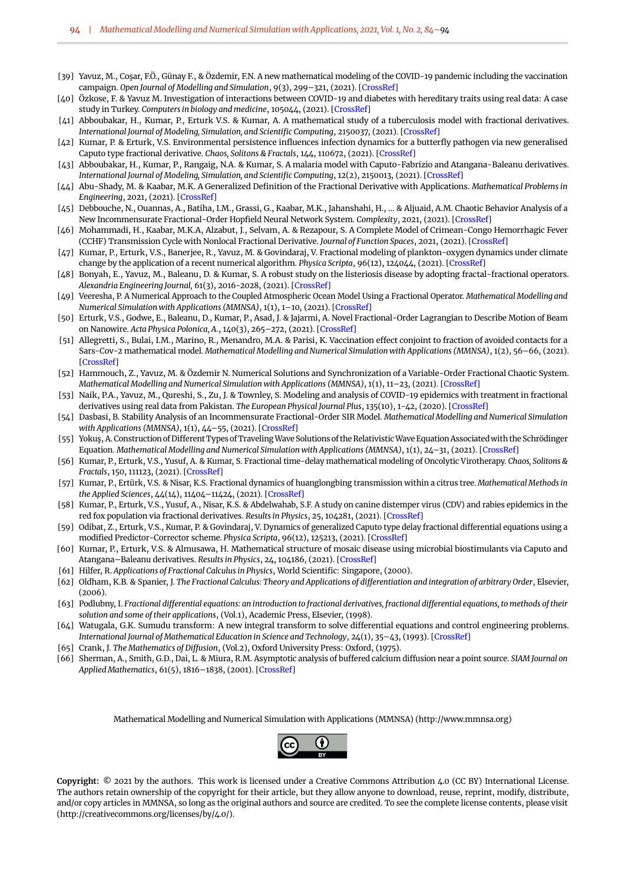[39] Yavuz, M., Coşar, F.Ö., Günay F., & Özdemir, F.N. A new mathematical modeling of the COVID-19 pandemic including the vaccination campaign. *Open Journal of Modelling and Simulation*, 9(3), 299–321, (2021). [CrossRef]

[40] Özkose, F. & Yavuz M. Investigation of interactions between COVID-19 and diabetes with hereditary traits using real data: A case study in Turkey. *Computers in biology and medicine*, 105044, (2021). [CrossRef]

[41] Abboubakar, H., Kumar, P., Erturk V.S. & Kumar, A. A mathematical study of a tuberculosis model with fractional derivatives. *International Journal of Modeling, Simulation, and Scientific Computing*, 2150037, (2021). [CrossRef]

[42] Kumar, P. & Erturk, V.S. Environmental persistence influences infection dynamics for a butterfly pathogen via new generalised Caputo type fractional derivative. *Chaos, Solitons & Fractals*, 144, 110672, (2021). [CrossRef]

[43] Abboubakar, H., Kumar, P., Rangaig, N.A. & Kumar, S. A malaria model with Caputo-Fabrizio and Atangana-Baleanu derivatives. *International Journal of Modeling, Simulation, and Scientific Computing*, 12(2), 2150013, (2021). [CrossRef]

[44] Abu-Shady, M. & Kaabar, M.K. A Generalized Definition of the Fractional Derivative with Applications. *Mathematical Problems in Engineering*, 2021, (2021). [CrossRef]

[45] Debbouche, N., Ouannas, A., Batiha, I.M., Grassi, G., Kaabar, M.K., Jahanshahi, H., ... & Aljuaid, A.M. Chaotic Behavior Analysis of a New Incommensurate Fractional-Order Hopfield Neural Network System. *Complexity*, 2021, (2021). [CrossRef]

[46] Mohammadi, H., Kaabar, M.K.A, Alzabut, J., Selvam, A. & Rezapour, S. A Complete Model of Crimean-Congo Hemorrhagic Fever (CCHF) Transmission Cycle with Nonlocal Fractional Derivative. *Journal of Function Spaces*, 2021, (2021). [CrossRef]

[47] Kumar, P., Erturk, V.S., Banerjee, R., Yavuz, M. & Govindaraj, V. Fractional modeling of plankton-oxygen dynamics under climate change by the application of a recent numerical algorithm. *Physica Scripta*, 96(12), 124044, (2021). [CrossRef]

[48] Bonyah, E., Yavuz, M., Baleanu, D. & Kumar, S. A robust study on the listeriosis disease by adopting fractal-fractional operators. *Alexandria Engineering Journal*, 61(3), 2016-2028, (2021). [CrossRef]

[49] Veeresha, P. A Numerical Approach to the Coupled Atmospheric Ocean Model Using a Fractional Operator. *Mathematical Modelling and Numerical Simulation with Applications (MMNSA)*, 1(1), 1–10, (2021). [CrossRef]

[50] Erturk, V.S., Godwe, E., Baleanu, D., Kumar, P., Asad, J. & Jajarmi, A. Novel Fractional-Order Lagrangian to Describe Motion of Beam on Nanowire. *Acta Physica Polonica, A.*, 140(3), 265–272, (2021). [CrossRef]

[51] Allegretti, S., Bulai, I.M., Marino, R., Menandro, M.A. & Parisi, K. Vaccination effect conjoint to fraction of avoided contacts for a Sars-Cov-2 mathematical model. *Mathematical Modelling and Numerical Simulation with Applications (MMNSA)*, 1(2), 56–66, (2021). [CrossRef]

[52] Hammouch, Z., Yavuz, M. & Özdemir N. Numerical Solutions and Synchronization of a Variable-Order Fractional Chaotic System. *Mathematical Modelling and Numerical Simulation with Applications (MMNSA)*, 1(1), 11–23, (2021). [CrossRef]

[53] Naik, P.A., Yavuz, M., Qureshi, S., Zu, J. & Townley, S. Modeling and analysis of COVID-19 epidemics with treatment in fractional derivatives using real data from Pakistan. *The European Physical Journal Plus*, 135(10), 1-42, (2020). [CrossRef]

[54] Dasbasi, B. Stability Analysis of an Incommensurate Fractional-Order SIR Model. *Mathematical Modelling and Numerical Simulation with Applications (MMNSA)*, 1(1), 44–55, (2021). [CrossRef]

[55] Yokuş, A. Construction of Different Types of Traveling Wave Solutions of the Relativistic Wave Equation Associated with the Schrödinger Equation. *Mathematical Modelling and Numerical Simulation with Applications (MMNSA)*, 1(1), 24–31, (2021). [CrossRef]

[56] Kumar, P., Erturk, V.S., Yusuf, A. & Kumar, S. Fractional time-delay mathematical modeling of Oncolytic Virotherapy. *Chaos, Solitons & Fractals*, 150, 111123, (2021). [CrossRef]

[57] Kumar, P., Ertürk, V.S. & Nisar, K.S. Fractional dynamics of huanglongbing transmission within a citrus tree. *Mathematical Methods in the Applied Sciences*, 44(14), 11404–11424, (2021). [CrossRef]

[58] Kumar, P., Erturk, V.S., Yusuf, A., Nisar, K.S. & Abdelwahab, S.F. A study on canine distemper virus (CDV) and rabies epidemics in the red fox population via fractional derivatives. *Results in Physics*, 25, 104281, (2021). [CrossRef]

[59] Odibat, Z., Erturk, V.S., Kumar, P. & Govindaraj, V. Dynamics of generalized Caputo type delay fractional differential equations using a modified Predictor-Corrector scheme. *Physica Scripta*, 96(12), 125213, (2021). [CrossRef]

[60] Kumar, P., Erturk, V.S. & Almusawa, H. Mathematical structure of mosaic disease using microbial biostimulants via Caputo and Atangana–Baleanu derivatives. *Results in Physics*, 24, 104186, (2021). [CrossRef]

[61] Hilfer, R. *Applications of Fractional Calculus in Physics*, World Scientific: Singapore, (2000).

[62] Oldham, K.B. & Spanier, J. *The Fractional Calculus: Theory and Applications of differentiation and integration of arbitrary Order*, Elsevier, (2006).

[63] Podlubny, I. *Fractional differential equations: an introduction to fractional derivatives, fractional differential equations, to methods of their solution and some of their applications*, (Vol.1), Academic Press, Elsevier, (1998).

[64] Watugala, G.K. Sumudu transform: A new integral transform to solve differential equations and control engineering problems. *International Journal of Mathematical Education in Science and Technology*, 24(1), 35–43, (1993). [CrossRef]

[65] Crank, J. *The Mathematics of Diffusion*, (Vol.2), Oxford University Press: Oxford, (1975).

[66] Sherman, A., Smith, G.D., Dai, L. & Miura, R.M. Asymptotic analysis of buffered calcium diffusion near a point source. *SIAM Journal on Applied Mathematics*, 61(5), 1816–1838, (2001). [CrossRef]

Mathematical Modelling and Numerical Simulation with Applications (MMNSA) (http://www.mmnsa.org)

**Copyright:** © 2021 by the authors. This work is licensed under a Creative Commons Attribution 4.0 (CC BY) International License. The authors retain ownership of the copyright for their article, but they allow anyone to download, reuse, reprint, modify, distribute, and/or copy articles in MMNSA, so long as the original authors and source are credited. To see the complete license contents, please visit (http://creativecommons.org/licenses/by/4.0/).